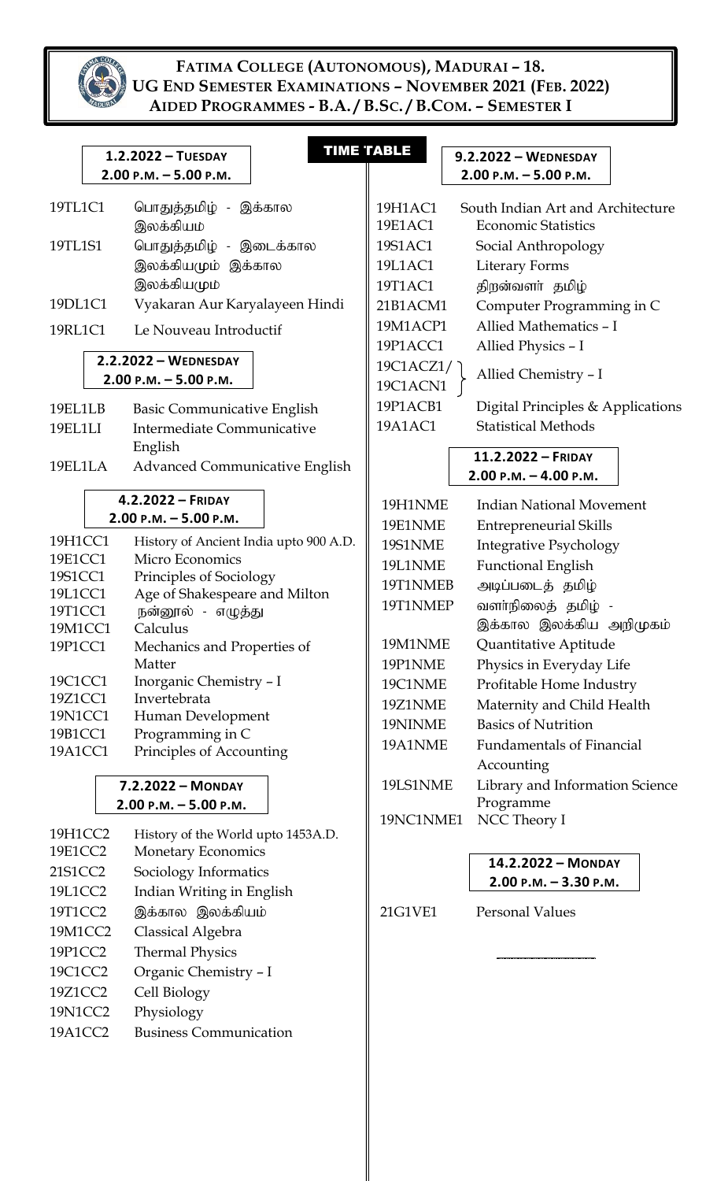# FATIMA COLLEGE (AUTONOMOUS), MADURAI – 18.
## UG END SEMESTER EXAMINATIONS – NOVEMBER 2021 (FEB. 2022)
## AIDED PROGRAMMES - B.A. / B.SC. / B.COM. – SEMESTER I

### TIME TABLE

**1.2.2022 – TUESDAY**
**2.00 P.M. – 5.00 P.M.**

| | |
|---|---|
| 19TL1C1 | பொதுத்தமிழ் - இக்கால இலக்கியம் |
| 19TL1S1 | பொதுத்தமிழ் - இடைக்கால இலக்கியமும் இக்கால இலக்கியமும் |
| 19DL1C1 | Vyakaran Aur Karyalayeen Hindi |
| 19RL1C1 | Le Nouveau Introductif |

**2.2.2022 – WEDNESDAY**
**2.00 P.M. – 5.00 P.M.**

| | |
|---|---|
| 19EL1LB | Basic Communicative English |
| 19EL1LI | Intermediate Communicative English |
| 19EL1LA | Advanced Communicative English |

**4.2.2022 – FRIDAY**
**2.00 P.M. – 5.00 P.M.**

| | |
|---|---|
| 19H1CC1 | History of Ancient India upto 900 A.D. |
| 19E1CC1 | Micro Economics |
| 19S1CC1 | Principles of Sociology |
| 19L1CC1 | Age of Shakespeare and Milton |
| 19T1CC1 | நன்னூல் - எழுத்து |
| 19M1CC1 | Calculus |
| 19P1CC1 | Mechanics and Properties of Matter |
| 19C1CC1 | Inorganic Chemistry – I |
| 19Z1CC1 | Invertebrata |
| 19N1CC1 | Human Development |
| 19B1CC1 | Programming in C |
| 19A1CC1 | Principles of Accounting |

**7.2.2022 – MONDAY**
**2.00 P.M. – 5.00 P.M.**

| | |
|---|---|
| 19H1CC2 | History of the World upto 1453A.D. |
| 19E1CC2 | Monetary Economics |
| 21S1CC2 | Sociology Informatics |
| 19L1CC2 | Indian Writing in English |
| 19T1CC2 | இக்கால இலக்கியம் |
| 19M1CC2 | Classical Algebra |
| 19P1CC2 | Thermal Physics |
| 19C1CC2 | Organic Chemistry – I |
| 19Z1CC2 | Cell Biology |
| 19N1CC2 | Physiology |
| 19A1CC2 | Business Communication |

**9.2.2022 – WEDNESDAY**
**2.00 P.M. – 5.00 P.M.**

| | |
|---|---|
| 19H1AC1 | South Indian Art and Architecture |
| 19E1AC1 | Economic Statistics |
| 19S1AC1 | Social Anthropology |
| 19L1AC1 | Literary Forms |
| 19T1AC1 | திறன்வளர் தமிழ் |
| 21B1ACM1 | Computer Programming in C |
| 19M1ACP1 | Allied Mathematics – I |
| 19P1ACC1 | Allied Physics – I |
| 19C1ACZ1/ 19C1ACN1 | Allied Chemistry – I |
| 19P1ACB1 | Digital Principles & Applications |
| 19A1AC1 | Statistical Methods |

**11.2.2022 – FRIDAY**
**2.00 P.M. – 4.00 P.M.**

| | |
|---|---|
| 19H1NME | Indian National Movement |
| 19E1NME | Entrepreneurial Skills |
| 19S1NME | Integrative Psychology |
| 19L1NME | Functional English |
| 19T1NMEB | அடிப்படைத் தமிழ் |
| 19T1NMEP | வளர்நிலைத் தமிழ் - இக்கால இலக்கிய அறிமுகம் |
| 19M1NME | Quantitative Aptitude |
| 19P1NME | Physics in Everyday Life |
| 19C1NME | Profitable Home Industry |
| 19Z1NME | Maternity and Child Health |
| 19NINME | Basics of Nutrition |
| 19A1NME | Fundamentals of Financial Accounting |
| 19LS1NME | Library and Information Science Programme |
| 19NC1NME1 | NCC Theory I |

**14.2.2022 – MONDAY**
**2.00 P.M. – 3.30 P.M.**

| | |
|---|---|
| 21G1VE1 | Personal Values |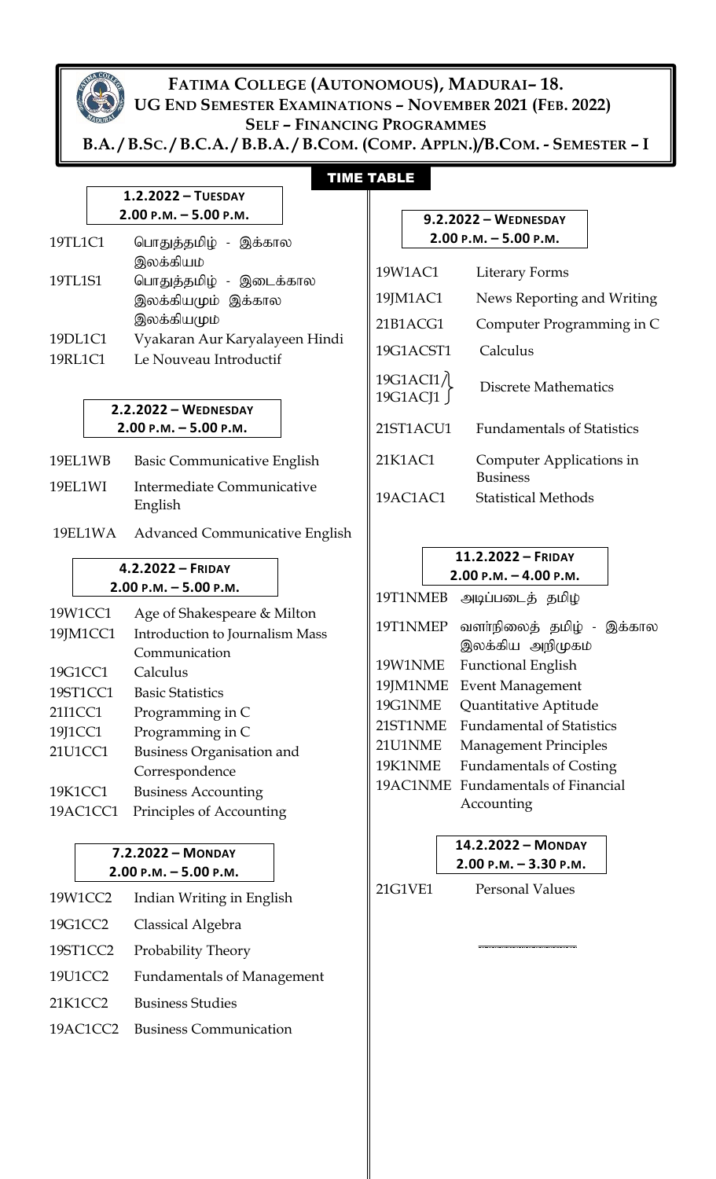# FATIMA COLLEGE (AUTONOMOUS), MADURAI– 18.
## UG END SEMESTER EXAMINATIONS – NOVEMBER 2021 (FEB. 2022)
### SELF – FINANCING PROGRAMMES
### B.A. / B.SC. / B.C.A. / B.B.A. / B.COM. (COMP. APPLN.)/B.COM. - SEMESTER – I

**TIME TABLE**

**1.2.2022 – TUESDAY**
**2.00 P.M. – 5.00 P.M.**

| | |
|---|---|
| 19TL1C1 | பொதுத்தமிழ் - இக்கால இலக்கியம் |
| 19TL1S1 | பொதுத்தமிழ் - இடைக்கால இலக்கியமும் இக்கால இலக்கியமும் |
| 19DL1C1 | Vyakaran Aur Karyalayeen Hindi |
| 19RL1C1 | Le Nouveau Introductif |

**2.2.2022 – WEDNESDAY**
**2.00 P.M. – 5.00 P.M.**

| | |
|---|---|
| 19EL1WB | Basic Communicative English |
| 19EL1WI | Intermediate Communicative English |
| 19EL1WA | Advanced Communicative English |

**4.2.2022 – FRIDAY**
**2.00 P.M. – 5.00 P.M.**

| | |
|---|---|
| 19W1CC1 | Age of Shakespeare & Milton |
| 19JM1CC1 | Introduction to Journalism Mass Communication |
| 19G1CC1 | Calculus |
| 19ST1CC1 | Basic Statistics |
| 21I1CC1 | Programming in C |
| 19J1CC1 | Programming in C |
| 21U1CC1 | Business Organisation and Correspondence |
| 19K1CC1 | Business Accounting |
| 19AC1CC1 | Principles of Accounting |

**7.2.2022 – MONDAY**
**2.00 P.M. – 5.00 P.M.**

| | |
|---|---|
| 19W1CC2 | Indian Writing in English |
| 19G1CC2 | Classical Algebra |
| 19ST1CC2 | Probability Theory |
| 19U1CC2 | Fundamentals of Management |
| 21K1CC2 | Business Studies |
| 19AC1CC2 | Business Communication |

**9.2.2022 – WEDNESDAY**
**2.00 P.M. – 5.00 P.M.**

| | |
|---|---|
| 19W1AC1 | Literary Forms |
| 19JM1AC1 | News Reporting and Writing |
| 21B1ACG1 | Computer Programming in C |
| 19G1ACST1 | Calculus |
| 19G1ACI1 / 19G1ACJ1 | Discrete Mathematics |
| 21ST1ACU1 | Fundamentals of Statistics |
| 21K1AC1 | Computer Applications in Business |
| 19AC1AC1 | Statistical Methods |

**11.2.2022 – FRIDAY**
**2.00 P.M. – 4.00 P.M.**

| | |
|---|---|
| 19T1NMEB | அடிப்படைத் தமிழ் |
| 19T1NMEP | வளர்நிலைத் தமிழ் - இக்கால இலக்கிய அறிமுகம் |
| 19W1NME | Functional English |
| 19JM1NME | Event Management |
| 19G1NME | Quantitative Aptitude |
| 21ST1NME | Fundamental of Statistics |
| 21U1NME | Management Principles |
| 19K1NME | Fundamentals of Costing |
| 19AC1NME | Fundamentals of Financial Accounting |

**14.2.2022 – MONDAY**
**2.00 P.M. – 3.30 P.M.**

| | |
|---|---|
| 21G1VE1 | Personal Values |